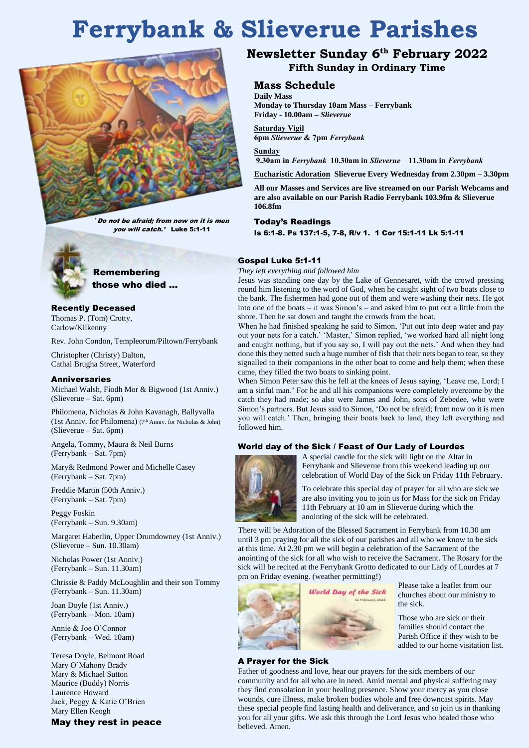# Ferrybank & Slieverue Parishes

'*Do not be afraid; from now on it is men you will catch.*' **Luke 5:1-11**

## Newsletter Sunday 6th February 2022

**Fifth Sunday in Ordinary Time**

### Mass Schedule

**Daily Mass**
**Monday to Thursday 10am Mass – Ferrybank**
**Friday - 10.00am – *Slieverue***

**Saturday Vigil**
**6pm *Slieverue* & 7pm *Ferrybank***

**Sunday**
**9.30am in *Ferrybank* 10.30am in *Slieverue* 11.30am in *Ferrybank***

**Eucharistic Adoration** **Slieverue Every Wednesday from 2.30pm – 3.30pm**

**All our Masses and Services are live streamed on our Parish Webcams and are also available on our Parish Radio Ferrybank 103.9fm & Slieverue 106.8fm**

### Today's Readings

Is 6:1-8. Ps 137:1-5, 7-8, R/v 1. 1 Cor 15:1-11 Lk 5:1-11

### Remembering those who died …

#### Recently Deceased

Thomas P. (Tom) Crotty, Carlow/Kilkenny

Rev. John Condon, Templeorum/Piltown/Ferrybank

Christopher (Christy) Dalton, Cathal Brugha Street, Waterford

#### Anniversaries

Michael Walsh, Fíodh Mor & Bigwood (1st Anniv.) (Slieverue – Sat. 6pm)

Philomena, Nicholas & John Kavanagh, Ballyvalla (1st Anniv. for Philomena) (7th Anniv. for Nicholas & John) (Slieverue – Sat. 6pm)

Angela, Tommy, Maura & Neil Burns (Ferrybank – Sat. 7pm)

Mary& Redmond Power and Michelle Casey (Ferrybank – Sat. 7pm)

Freddie Martin (50th Anniv.) (Ferrybank – Sat. 7pm)

Peggy Foskin (Ferrybank – Sun. 9.30am)

Margaret Haberlin, Upper Drumdowney (1st Anniv.) (Slieverue – Sun. 10.30am)

Nicholas Power (1st Anniv.) (Ferrybank – Sun. 11.30am)

Chrissie & Paddy McLoughlin and their son Tommy (Ferrybank – Sun. 11.30am)

Joan Doyle (1st Anniv.) (Ferrybank – Mon. 10am)

Annie & Joe O'Connor (Ferrybank – Wed. 10am)

Teresa Doyle, Belmont Road
Mary O'Mahony Brady
Mary & Michael Sutton
Maurice (Buddy) Norris
Laurence Howard
Jack, Peggy & Katie O'Brien
Mary Ellen Keogh

**May they rest in peace**

### Gospel Luke 5:1-11

*They left everything and followed him*

Jesus was standing one day by the Lake of Gennesaret, with the crowd pressing round him listening to the word of God, when he caught sight of two boats close to the bank. The fishermen had gone out of them and were washing their nets. He got into one of the boats – it was Simon's – and asked him to put out a little from the shore. Then he sat down and taught the crowds from the boat.

When he had finished speaking he said to Simon, 'Put out into deep water and pay out your nets for a catch.' 'Master,' Simon replied, 'we worked hard all night long and caught nothing, but if you say so, I will pay out the nets.' And when they had done this they netted such a huge number of fish that their nets began to tear, so they signalled to their companions in the other boat to come and help them; when these came, they filled the two boats to sinking point.

When Simon Peter saw this he fell at the knees of Jesus saying, 'Leave me, Lord; I am a sinful man.' For he and all his companions were completely overcome by the catch they had made; so also were James and John, sons of Zebedee, who were Simon's partners. But Jesus said to Simon, 'Do not be afraid; from now on it is men you will catch.' Then, bringing their boats back to land, they left everything and followed him.

### World day of the Sick / Feast of Our Lady of Lourdes

A special candle for the sick will light on the Altar in Ferrybank and Slieverue from this weekend leading up our celebration of World Day of the Sick on Friday 11th February.

To celebrate this special day of prayer for all who are sick we are also inviting you to join us for Mass for the sick on Friday 11th February at 10 am in Slieverue during which the anointing of the sick will be celebrated.

There will be Adoration of the Blessed Sacrament in Ferrybank from 10.30 am until 3 pm praying for all the sick of our parishes and all who we know to be sick at this time. At 2.30 pm we will begin a celebration of the Sacrament of the anointing of the sick for all who wish to receive the Sacrament. The Rosary for the sick will be recited at the Ferrybank Grotto dedicated to our Lady of Lourdes at 7 pm on Friday evening. (weather permitting!)

Please take a leaflet from our churches about our ministry to the sick.

Those who are sick or their families should contact the Parish Office if they wish to be added to our home visitation list.

### A Prayer for the Sick

Father of goodness and love, hear our prayers for the sick members of our community and for all who are in need. Amid mental and physical suffering may they find consolation in your healing presence. Show your mercy as you close wounds, cure illness, make broken bodies whole and free downcast spirits. May these special people find lasting health and deliverance, and so join us in thanking you for all your gifts. We ask this through the Lord Jesus who healed those who believed. Amen.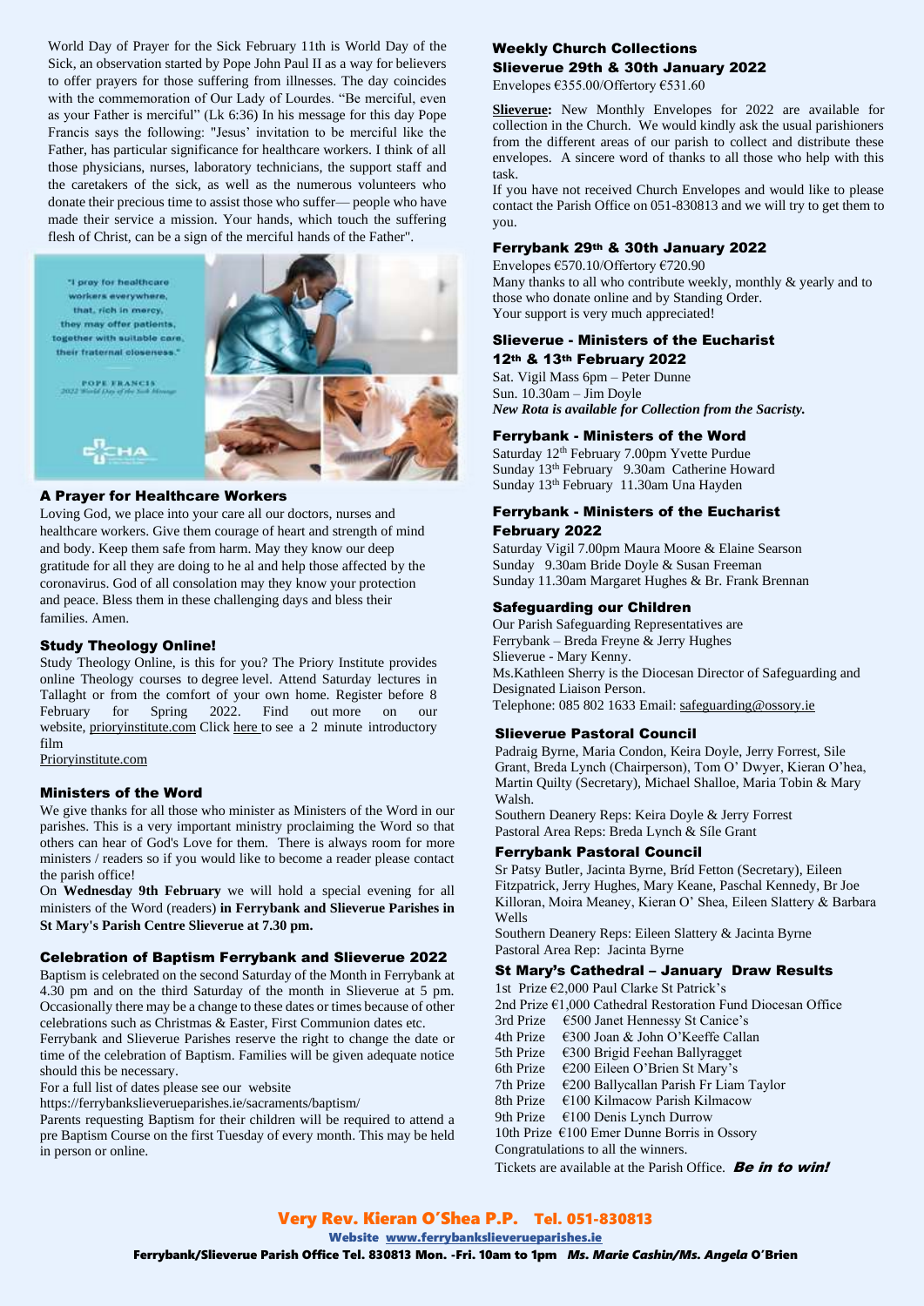World Day of Prayer for the Sick February 11th is World Day of the Sick, an observation started by Pope John Paul II as a way for believers to offer prayers for those suffering from illnesses. The day coincides with the commemoration of Our Lady of Lourdes. "Be merciful, even as your Father is merciful" (Lk 6:36) In his message for this day Pope Francis says the following: "Jesus' invitation to be merciful like the Father, has particular significance for healthcare workers. I think of all those physicians, nurses, laboratory technicians, the support staff and the caretakers of the sick, as well as the numerous volunteers who donate their precious time to assist those who suffer— people who have made their service a mission. Your hands, which touch the suffering flesh of Christ, can be a sign of the merciful hands of the Father".

"I pray for healthcare workers everywhere, that, rich in mercy, they may offer patients, together with suitable care, their fraternal closeness."

POPE FRANCIS
2022 World Day of the Sick Message

## A Prayer for Healthcare Workers

Loving God, we place into your care all our doctors, nurses and healthcare workers. Give them courage of heart and strength of mind and body. Keep them safe from harm. May they know our deep gratitude for all they are doing to he al and help those affected by the coronavirus. God of all consolation may they know your protection and peace. Bless them in these challenging days and bless their families. Amen.

## Study Theology Online!

Study Theology Online, is this for you? The Priory Institute provides online Theology courses to degree level. Attend Saturday lectures in Tallaght or from the comfort of your own home. Register before 8 February for Spring 2022. Find out more on our website, prioryinstitute.com Click here to see a 2 minute introductory film

Prioryinstitute.com

## Ministers of the Word

We give thanks for all those who minister as Ministers of the Word in our parishes. This is a very important ministry proclaiming the Word so that others can hear of God's Love for them. There is always room for more ministers / readers so if you would like to become a reader please contact the parish office!

On **Wednesday 9th February** we will hold a special evening for all ministers of the Word (readers) **in Ferrybank and Slieverue Parishes in St Mary's Parish Centre Slieverue at 7.30 pm.**

## Celebration of Baptism Ferrybank and Slieverue 2022

Baptism is celebrated on the second Saturday of the Month in Ferrybank at 4.30 pm and on the third Saturday of the month in Slieverue at 5 pm. Occasionally there may be a change to these dates or times because of other celebrations such as Christmas & Easter, First Communion dates etc.

Ferrybank and Slieverue Parishes reserve the right to change the date or time of the celebration of Baptism. Families will be given adequate notice should this be necessary.

For a full list of dates please see our website

https://ferrybankslieverueparishes.ie/sacraments/baptism/

Parents requesting Baptism for their children will be required to attend a pre Baptism Course on the first Tuesday of every month. This may be held in person or online.

## Weekly Church Collections

## Slieverue 29th & 30th January 2022

Envelopes €355.00/Offertory €531.60

**Slieverue:** New Monthly Envelopes for 2022 are available for collection in the Church. We would kindly ask the usual parishioners from the different areas of our parish to collect and distribute these envelopes. A sincere word of thanks to all those who help with this task.

If you have not received Church Envelopes and would like to please contact the Parish Office on 051-830813 and we will try to get them to you.

## Ferrybank 29th & 30th January 2022

Envelopes €570.10/Offertory €720.90

Many thanks to all who contribute weekly, monthly & yearly and to those who donate online and by Standing Order.

Your support is very much appreciated!

## Slieverue - Ministers of the Eucharist 12th & 13th February 2022

Sat. Vigil Mass 6pm – Peter Dunne

Sun. 10.30am – Jim Doyle

***New Rota is available for Collection from the Sacristy.***

## Ferrybank - Ministers of the Word

Saturday 12th February 7.00pm Yvette Purdue

Sunday 13th February 9.30am Catherine Howard

Sunday 13th February 11.30am Una Hayden

## Ferrybank - Ministers of the Eucharist February 2022

Saturday Vigil 7.00pm Maura Moore & Elaine Searson

Sunday 9.30am Bride Doyle & Susan Freeman

Sunday 11.30am Margaret Hughes & Br. Frank Brennan

## Safeguarding our Children

Our Parish Safeguarding Representatives are

Ferrybank – Breda Freyne & Jerry Hughes

Slieverue - Mary Kenny.

Ms.Kathleen Sherry is the Diocesan Director of Safeguarding and Designated Liaison Person.

Telephone: 085 802 1633 Email: safeguarding@ossory.ie

## Slieverue Pastoral Council

Padraig Byrne, Maria Condon, Keira Doyle, Jerry Forrest, Sile Grant, Breda Lynch (Chairperson), Tom O' Dwyer, Kieran O'hea, Martin Quilty (Secretary), Michael Shalloe, Maria Tobin & Mary Walsh.

Southern Deanery Reps: Keira Doyle & Jerry Forrest

Pastoral Area Reps: Breda Lynch & Síle Grant

## Ferrybank Pastoral Council

Sr Patsy Butler, Jacinta Byrne, Bríd Fetton (Secretary), Eileen Fitzpatrick, Jerry Hughes, Mary Keane, Paschal Kennedy, Br Joe Killoran, Moira Meaney, Kieran O' Shea, Eileen Slattery & Barbara Wells

Southern Deanery Reps: Eileen Slattery & Jacinta Byrne

Pastoral Area Rep: Jacinta Byrne

## St Mary's Cathedral – January Draw Results

1st Prize €2,000 Paul Clarke St Patrick's

2nd Prize €1,000 Cathedral Restoration Fund Diocesan Office

3rd Prize €500 Janet Hennessy St Canice's

4th Prize €300 Joan & John O'Keeffe Callan

5th Prize €300 Brigid Feehan Ballyragget

6th Prize €200 Eileen O'Brien St Mary's

7th Prize €200 Ballycallan Parish Fr Liam Taylor

8th Prize €100 Kilmacow Parish Kilmacow

9th Prize €100 Denis Lynch Durrow

10th Prize €100 Emer Dunne Borris in Ossory

Congratulations to all the winners.

Tickets are available at the Parish Office. ***Be in to win!***

**Very Rev. Kieran O'Shea P.P. Tel. 051-830813**

**Website www.ferrybankslieverueparishes.ie**

**Ferrybank/Slieverue Parish Office Tel. 830813 Mon. -Fri. 10am to 1pm *Ms. Marie Cashin/Ms. Angela* O'Brien**